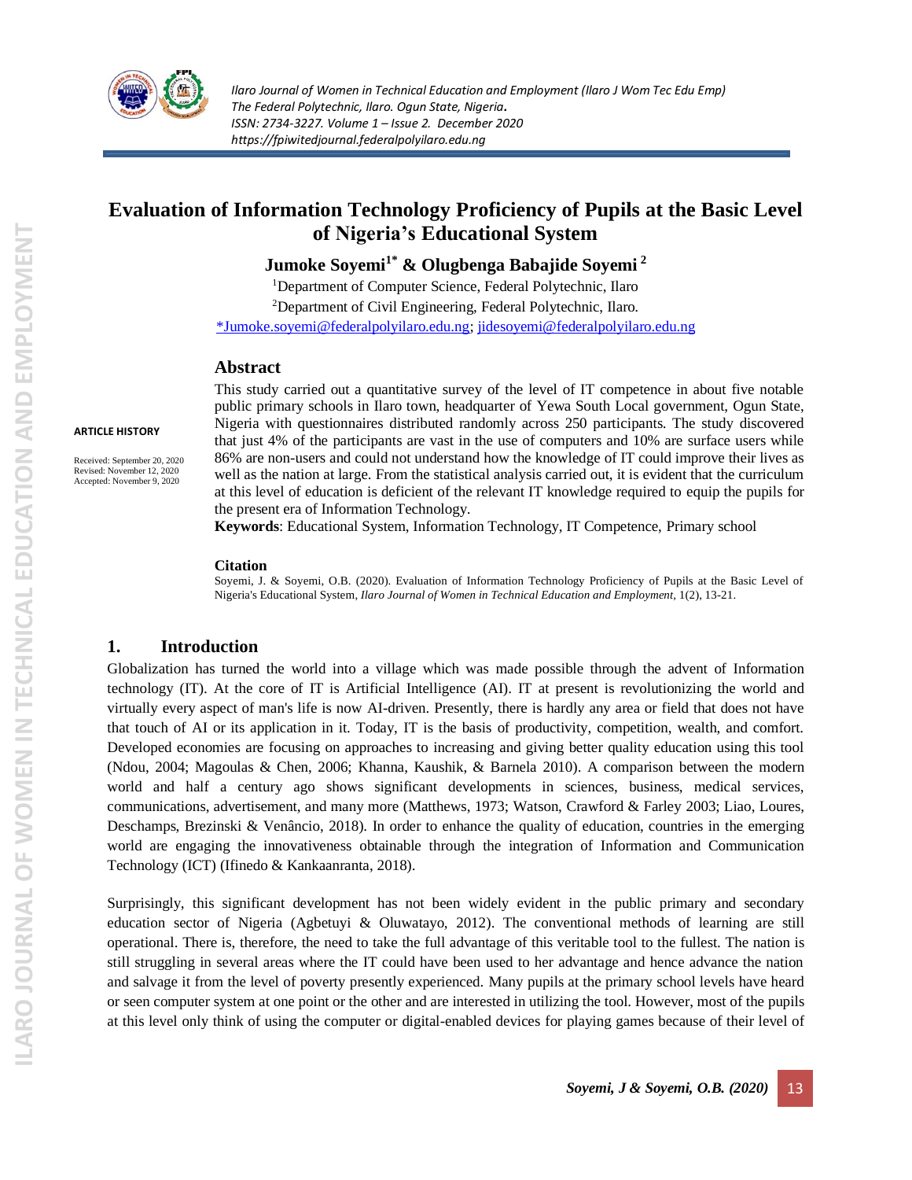# Evaluation of Information Technology Proficiency of Pupils at the Basic Level of Nigeria's Educational System

**Jumoke Soyemi[1*] & Olugbenga Babajide Soyemi[2]**

[1]Department of Computer Science, Federal Polytechnic, Ilaro

[2]Department of Civil Engineering, Federal Polytechnic, Ilaro.

*Jumoke.soyemi@federalpolyilaro.edu.ng; jidesoyemi@federalpolyilaro.edu.ng

**ARTICLE HISTORY**

Received: September 20, 2020
Revised: November 12, 2020
Accepted: November 9, 2020

## Abstract

This study carried out a quantitative survey of the level of IT competence in about five notable public primary schools in Ilaro town, headquarter of Yewa South Local government, Ogun State, Nigeria with questionnaires distributed randomly across 250 participants. The study discovered that just 4% of the participants are vast in the use of computers and 10% are surface users while 86% are non-users and could not understand how the knowledge of IT could improve their lives as well as the nation at large. From the statistical analysis carried out, it is evident that the curriculum at this level of education is deficient of the relevant IT knowledge required to equip the pupils for the present era of Information Technology.

**Keywords**: Educational System, Information Technology, IT Competence, Primary school

**Citation**

Soyemi, J. & Soyemi, O.B. (2020). Evaluation of Information Technology Proficiency of Pupils at the Basic Level of Nigeria's Educational System, *Ilaro Journal of Women in Technical Education and Employment*, 1(2), 13-21.

## 1. Introduction

Globalization has turned the world into a village which was made possible through the advent of Information technology (IT). At the core of IT is Artificial Intelligence (AI). IT at present is revolutionizing the world and virtually every aspect of man's life is now AI-driven. Presently, there is hardly any area or field that does not have that touch of AI or its application in it. Today, IT is the basis of productivity, competition, wealth, and comfort. Developed economies are focusing on approaches to increasing and giving better quality education using this tool (Ndou, 2004; Magoulas & Chen, 2006; Khanna, Kaushik, & Barnela 2010). A comparison between the modern world and half a century ago shows significant developments in sciences, business, medical services, communications, advertisement, and many more (Matthews, 1973; Watson, Crawford & Farley 2003; Liao, Loures, Deschamps, Brezinski & Venâncio, 2018). In order to enhance the quality of education, countries in the emerging world are engaging the innovativeness obtainable through the integration of Information and Communication Technology (ICT) (Ifinedo & Kankaanranta, 2018).

Surprisingly, this significant development has not been widely evident in the public primary and secondary education sector of Nigeria (Agbetuyi & Oluwatayo, 2012). The conventional methods of learning are still operational. There is, therefore, the need to take the full advantage of this veritable tool to the fullest. The nation is still struggling in several areas where the IT could have been used to her advantage and hence advance the nation and salvage it from the level of poverty presently experienced. Many pupils at the primary school levels have heard or seen computer system at one point or the other and are interested in utilizing the tool. However, most of the pupils at this level only think of using the computer or digital-enabled devices for playing games because of their level of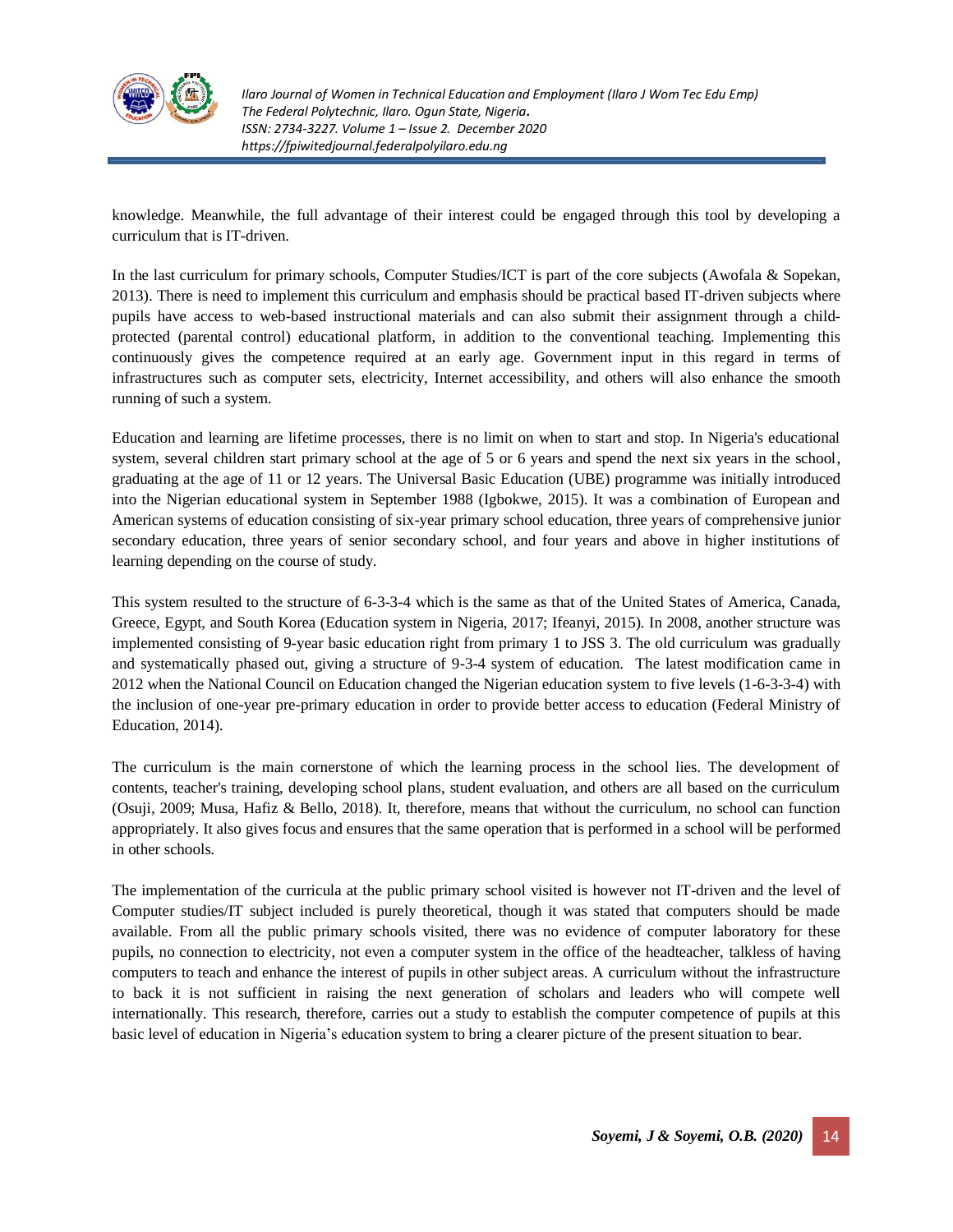knowledge. Meanwhile, the full advantage of their interest could be engaged through this tool by developing a curriculum that is IT-driven.

In the last curriculum for primary schools, Computer Studies/ICT is part of the core subjects (Awofala & Sopekan, 2013). There is need to implement this curriculum and emphasis should be practical based IT-driven subjects where pupils have access to web-based instructional materials and can also submit their assignment through a child-protected (parental control) educational platform, in addition to the conventional teaching. Implementing this continuously gives the competence required at an early age. Government input in this regard in terms of infrastructures such as computer sets, electricity, Internet accessibility, and others will also enhance the smooth running of such a system.

Education and learning are lifetime processes, there is no limit on when to start and stop. In Nigeria's educational system, several children start primary school at the age of 5 or 6 years and spend the next six years in the school, graduating at the age of 11 or 12 years. The Universal Basic Education (UBE) programme was initially introduced into the Nigerian educational system in September 1988 (Igbokwe, 2015). It was a combination of European and American systems of education consisting of six-year primary school education, three years of comprehensive junior secondary education, three years of senior secondary school, and four years and above in higher institutions of learning depending on the course of study.

This system resulted to the structure of 6-3-3-4 which is the same as that of the United States of America, Canada, Greece, Egypt, and South Korea (Education system in Nigeria, 2017; Ifeanyi, 2015). In 2008, another structure was implemented consisting of 9-year basic education right from primary 1 to JSS 3. The old curriculum was gradually and systematically phased out, giving a structure of 9-3-4 system of education. The latest modification came in 2012 when the National Council on Education changed the Nigerian education system to five levels (1-6-3-3-4) with the inclusion of one-year pre-primary education in order to provide better access to education (Federal Ministry of Education, 2014).

The curriculum is the main cornerstone of which the learning process in the school lies. The development of contents, teacher's training, developing school plans, student evaluation, and others are all based on the curriculum (Osuji, 2009; Musa, Hafiz & Bello, 2018). It, therefore, means that without the curriculum, no school can function appropriately. It also gives focus and ensures that the same operation that is performed in a school will be performed in other schools.

The implementation of the curricula at the public primary school visited is however not IT-driven and the level of Computer studies/IT subject included is purely theoretical, though it was stated that computers should be made available. From all the public primary schools visited, there was no evidence of computer laboratory for these pupils, no connection to electricity, not even a computer system in the office of the headteacher, talkless of having computers to teach and enhance the interest of pupils in other subject areas. A curriculum without the infrastructure to back it is not sufficient in raising the next generation of scholars and leaders who will compete well internationally. This research, therefore, carries out a study to establish the computer competence of pupils at this basic level of education in Nigeria's education system to bring a clearer picture of the present situation to bear.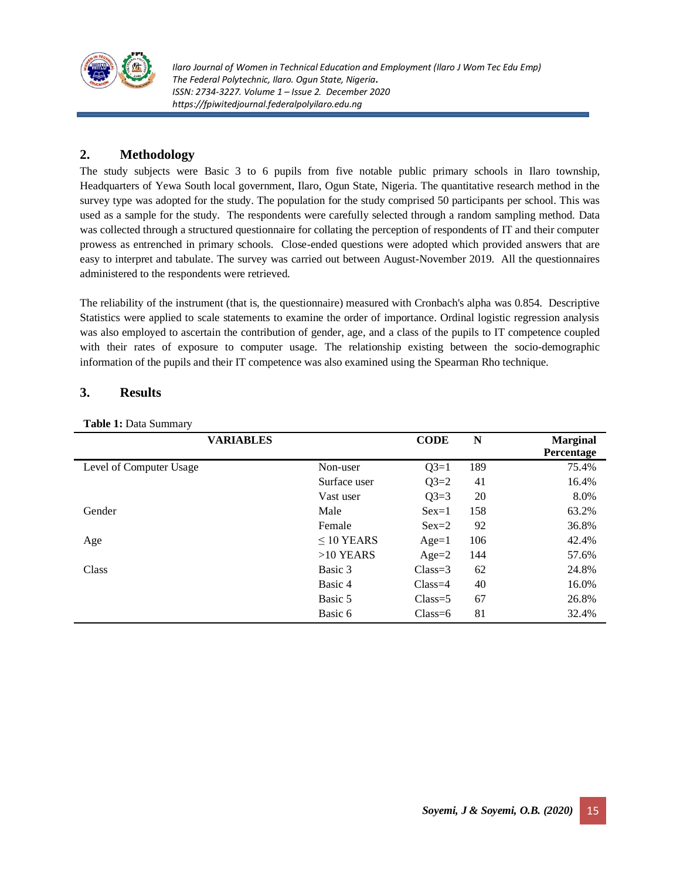## 2. Methodology

The study subjects were Basic 3 to 6 pupils from five notable public primary schools in Ilaro township, Headquarters of Yewa South local government, Ilaro, Ogun State, Nigeria. The quantitative research method in the survey type was adopted for the study. The population for the study comprised 50 participants per school. This was used as a sample for the study. The respondents were carefully selected through a random sampling method. Data was collected through a structured questionnaire for collating the perception of respondents of IT and their computer prowess as entrenched in primary schools. Close-ended questions were adopted which provided answers that are easy to interpret and tabulate. The survey was carried out between August-November 2019. All the questionnaires administered to the respondents were retrieved.

The reliability of the instrument (that is, the questionnaire) measured with Cronbach's alpha was 0.854. Descriptive Statistics were applied to scale statements to examine the order of importance. Ordinal logistic regression analysis was also employed to ascertain the contribution of gender, age, and a class of the pupils to IT competence coupled with their rates of exposure to computer usage. The relationship existing between the socio-demographic information of the pupils and their IT competence was also examined using the Spearman Rho technique.

## 3. Results

**Table 1:** Data Summary

| VARIABLES | | CODE | N | Marginal Percentage |
|---|---|---|---|---|
| Level of Computer Usage | Non-user | Q3=1 | 189 | 75.4% |
| | Surface user | Q3=2 | 41 | 16.4% |
| | Vast user | Q3=3 | 20 | 8.0% |
| Gender | Male | Sex=1 | 158 | 63.2% |
| | Female | Sex=2 | 92 | 36.8% |
| Age | ≤ 10 YEARS | Age=1 | 106 | 42.4% |
| | >10 YEARS | Age=2 | 144 | 57.6% |
| Class | Basic 3 | Class=3 | 62 | 24.8% |
| | Basic 4 | Class=4 | 40 | 16.0% |
| | Basic 5 | Class=5 | 67 | 26.8% |
| | Basic 6 | Class=6 | 81 | 32.4% |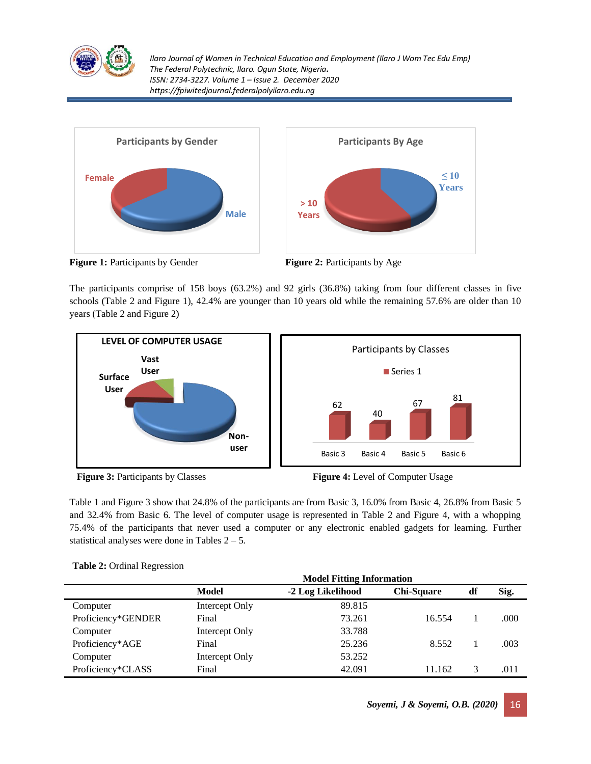Figure 1: Participants by Gender

Figure 2: Participants by Age

The participants comprise of 158 boys (63.2%) and 92 girls (36.8%) taking from four different classes in five schools (Table 2 and Figure 1), 42.4% are younger than 10 years old while the remaining 57.6% are older than 10 years (Table 2 and Figure 2)

**Figure 3:** Participants by Classes

**Figure 4:** Level of Computer Usage

Table 1 and Figure 3 show that 24.8% of the participants are from Basic 3, 16.0% from Basic 4, 26.8% from Basic 5 and 32.4% from Basic 6. The level of computer usage is represented in Table 2 and Figure 4, with a whopping 75.4% of the participants that never used a computer or any electronic enabled gadgets for learning. Further statistical analyses were done in Tables 2 – 5.

**Table 2:** Ordinal Regression

| | Model Fitting Information | | | | |
|---|---|---|---|---|---|
| | **Model** | **-2 Log Likelihood** | **Chi-Square** | **df** | **Sig.** |
| Computer | Intercept Only | 89.815 | | | |
| Proficiency*GENDER | Final | 73.261 | 16.554 | 1 | .000 |
| Computer | Intercept Only | 33.788 | | | |
| Proficiency*AGE | Final | 25.236 | 8.552 | 1 | .003 |
| Computer | Intercept Only | 53.252 | | | |
| Proficiency*CLASS | Final | 42.091 | 11.162 | 3 | .011 |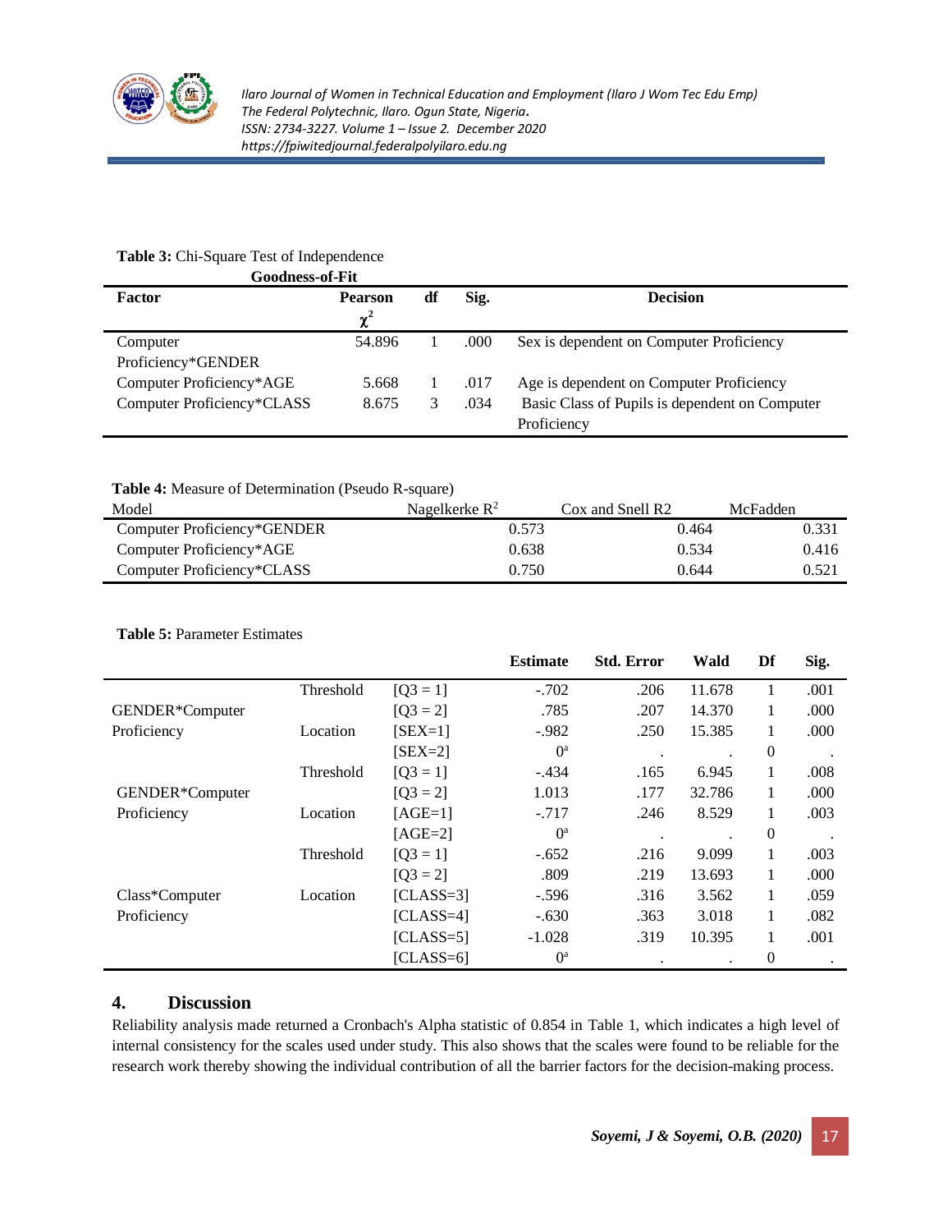**Table 3:** Chi-Square Test of Independence

| Factor | Goodness-of-Fit Pearson $\chi^2$ | df | Sig. | Decision |
|---|---|---|---|---|
| Computer Proficiency*GENDER | 54.896 | 1 | .000 | Sex is dependent on Computer Proficiency |
| Computer Proficiency*AGE | 5.668 | 1 | .017 | Age is dependent on Computer Proficiency |
| Computer Proficiency*CLASS | 8.675 | 3 | .034 | Basic Class of Pupils is dependent on Computer Proficiency |

**Table 4:** Measure of Determination (Pseudo R-square)

| Model | Nagelkerke $R^2$ | Cox and Snell R2 | McFadden |
|---|---|---|---|
| Computer Proficiency*GENDER | 0.573 | 0.464 | 0.331 |
| Computer Proficiency*AGE | 0.638 | 0.534 | 0.416 |
| Computer Proficiency*CLASS | 0.750 | 0.644 | 0.521 |

**Table 5:** Parameter Estimates

| | | | Estimate | Std. Error | Wald | Df | Sig. |
|---|---|---|---|---|---|---|---|
| GENDER*Computer Proficiency | Threshold | [Q3 = 1] | -.702 | .206 | 11.678 | 1 | .001 |
| | | [Q3 = 2] | .785 | .207 | 14.370 | 1 | .000 |
| | Location | [SEX=1] | -.982 | .250 | 15.385 | 1 | .000 |
| | | [SEX=2] | 0[a] | . | . | 0 | . |
| GENDER*Computer Proficiency | Threshold | [Q3 = 1] | -.434 | .165 | 6.945 | 1 | .008 |
| | | [Q3 = 2] | 1.013 | .177 | 32.786 | 1 | .000 |
| | Location | [AGE=1] | -.717 | .246 | 8.529 | 1 | .003 |
| | | [AGE=2] | 0[a] | . | . | 0 | . |
| Class*Computer Proficiency | Threshold | [Q3 = 1] | -.652 | .216 | 9.099 | 1 | .003 |
| | | [Q3 = 2] | .809 | .219 | 13.693 | 1 | .000 |
| | Location | [CLASS=3] | -.596 | .316 | 3.562 | 1 | .059 |
| | | [CLASS=4] | -.630 | .363 | 3.018 | 1 | .082 |
| | | [CLASS=5] | -1.028 | .319 | 10.395 | 1 | .001 |
| | | [CLASS=6] | 0[a] | . | . | 0 | . |

## 4. Discussion

Reliability analysis made returned a Cronbach's Alpha statistic of 0.854 in Table 1, which indicates a high level of internal consistency for the scales used under study. This also shows that the scales were found to be reliable for the research work thereby showing the individual contribution of all the barrier factors for the decision-making process.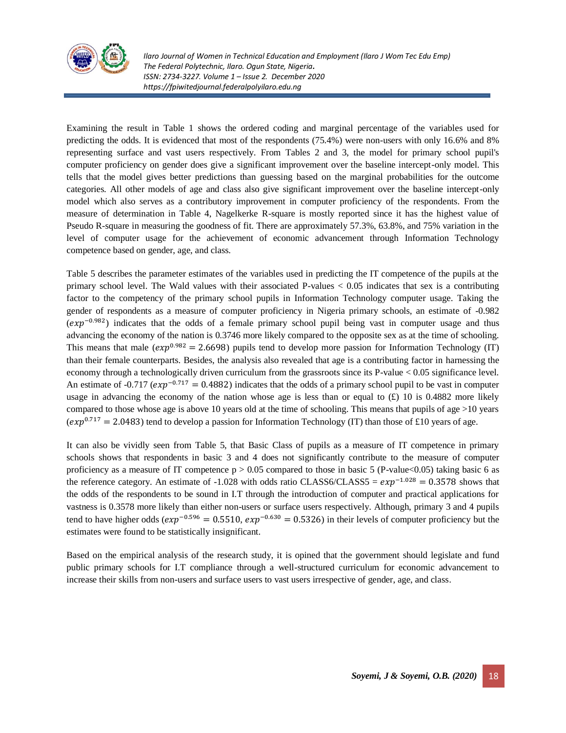Examining the result in Table 1 shows the ordered coding and marginal percentage of the variables used for predicting the odds. It is evidenced that most of the respondents (75.4%) were non-users with only 16.6% and 8% representing surface and vast users respectively. From Tables 2 and 3, the model for primary school pupil's computer proficiency on gender does give a significant improvement over the baseline intercept-only model. This tells that the model gives better predictions than guessing based on the marginal probabilities for the outcome categories. All other models of age and class also give significant improvement over the baseline intercept-only model which also serves as a contributory improvement in computer proficiency of the respondents. From the measure of determination in Table 4, Nagelkerke R-square is mostly reported since it has the highest value of Pseudo R-square in measuring the goodness of fit. There are approximately 57.3%, 63.8%, and 75% variation in the level of computer usage for the achievement of economic advancement through Information Technology competence based on gender, age, and class.

Table 5 describes the parameter estimates of the variables used in predicting the IT competence of the pupils at the primary school level. The Wald values with their associated P-values < 0.05 indicates that sex is a contributing factor to the competency of the primary school pupils in Information Technology computer usage. Taking the gender of respondents as a measure of computer proficiency in Nigeria primary schools, an estimate of -0.982 ($exp^{-0.982}$) indicates that the odds of a female primary school pupil being vast in computer usage and thus advancing the economy of the nation is 0.3746 more likely compared to the opposite sex as at the time of schooling. This means that male ($exp^{0.982} = 2.6698$) pupils tend to develop more passion for Information Technology (IT) than their female counterparts. Besides, the analysis also revealed that age is a contributing factor in harnessing the economy through a technologically driven curriculum from the grassroots since its P-value < 0.05 significance level. An estimate of -0.717 ($exp^{-0.717} = 0.4882$) indicates that the odds of a primary school pupil to be vast in computer usage in advancing the economy of the nation whose age is less than or equal to (£) 10 is 0.4882 more likely compared to those whose age is above 10 years old at the time of schooling. This means that pupils of age >10 years ($exp^{0.717} = 2.0483$) tend to develop a passion for Information Technology (IT) than those of £10 years of age.

It can also be vividly seen from Table 5, that Basic Class of pupils as a measure of IT competence in primary schools shows that respondents in basic 3 and 4 does not significantly contribute to the measure of computer proficiency as a measure of IT competence p > 0.05 compared to those in basic 5 (P-value<0.05) taking basic 6 as the reference category. An estimate of -1.028 with odds ratio CLASS6/CLASS5 = $exp^{-1.028} = 0.3578$ shows that the odds of the respondents to be sound in I.T through the introduction of computer and practical applications for vastness is 0.3578 more likely than either non-users or surface users respectively. Although, primary 3 and 4 pupils tend to have higher odds ($exp^{-0.596} = 0.5510$, $exp^{-0.630} = 0.5326$) in their levels of computer proficiency but the estimates were found to be statistically insignificant.

Based on the empirical analysis of the research study, it is opined that the government should legislate and fund public primary schools for I.T compliance through a well-structured curriculum for economic advancement to increase their skills from non-users and surface users to vast users irrespective of gender, age, and class.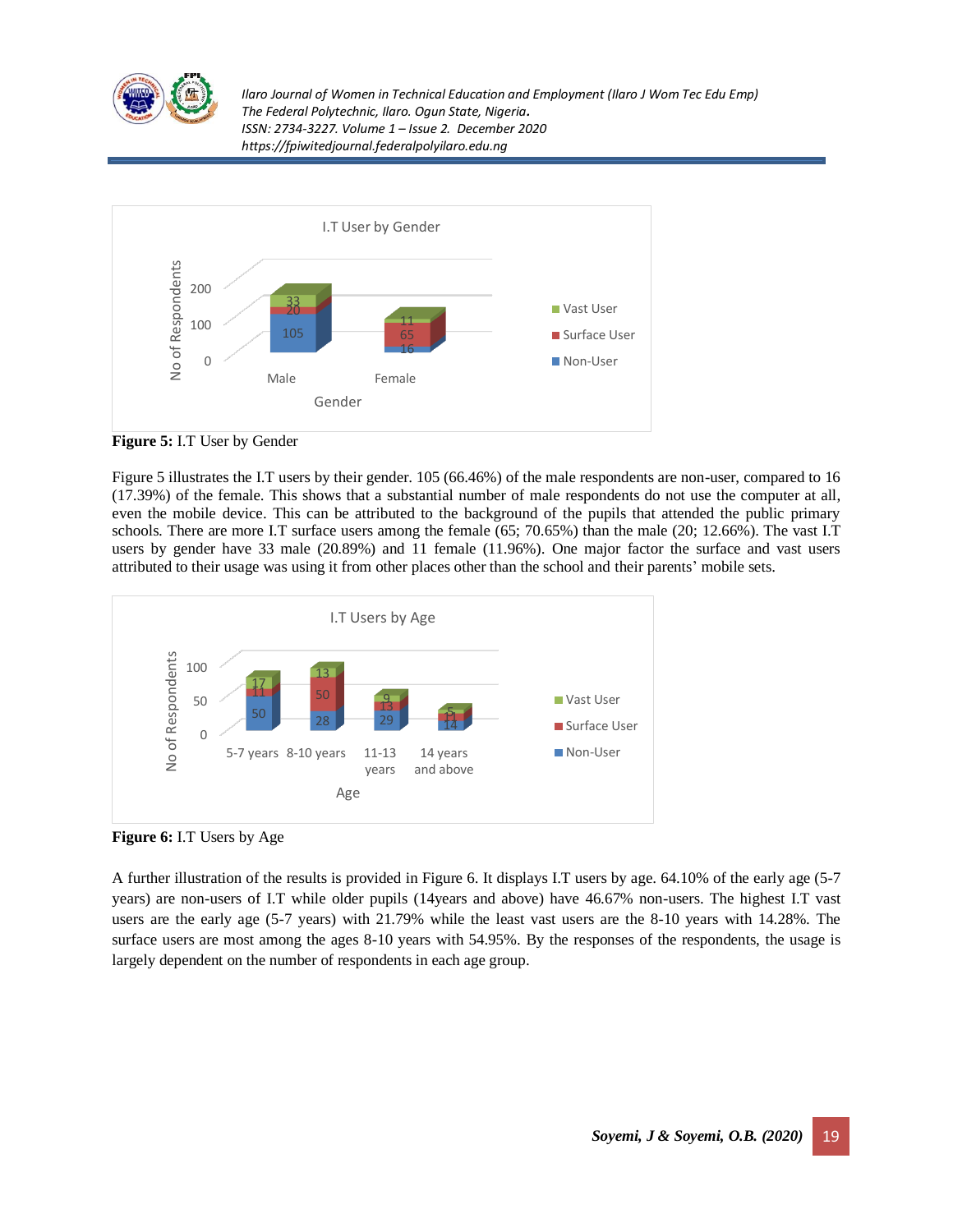**Figure 5:** I.T User by Gender

Figure 5 illustrates the I.T users by their gender. 105 (66.46%) of the male respondents are non-user, compared to 16 (17.39%) of the female. This shows that a substantial number of male respondents do not use the computer at all, even the mobile device. This can be attributed to the background of the pupils that attended the public primary schools. There are more I.T surface users among the female (65; 70.65%) than the male (20; 12.66%). The vast I.T users by gender have 33 male (20.89%) and 11 female (11.96%). One major factor the surface and vast users attributed to their usage was using it from other places other than the school and their parents' mobile sets.

**Figure 6:** I.T Users by Age

A further illustration of the results is provided in Figure 6. It displays I.T users by age. 64.10% of the early age (5-7 years) are non-users of I.T while older pupils (14years and above) have 46.67% non-users. The highest I.T vast users are the early age (5-7 years) with 21.79% while the least vast users are the 8-10 years with 14.28%. The surface users are most among the ages 8-10 years with 54.95%. By the responses of the respondents, the usage is largely dependent on the number of respondents in each age group.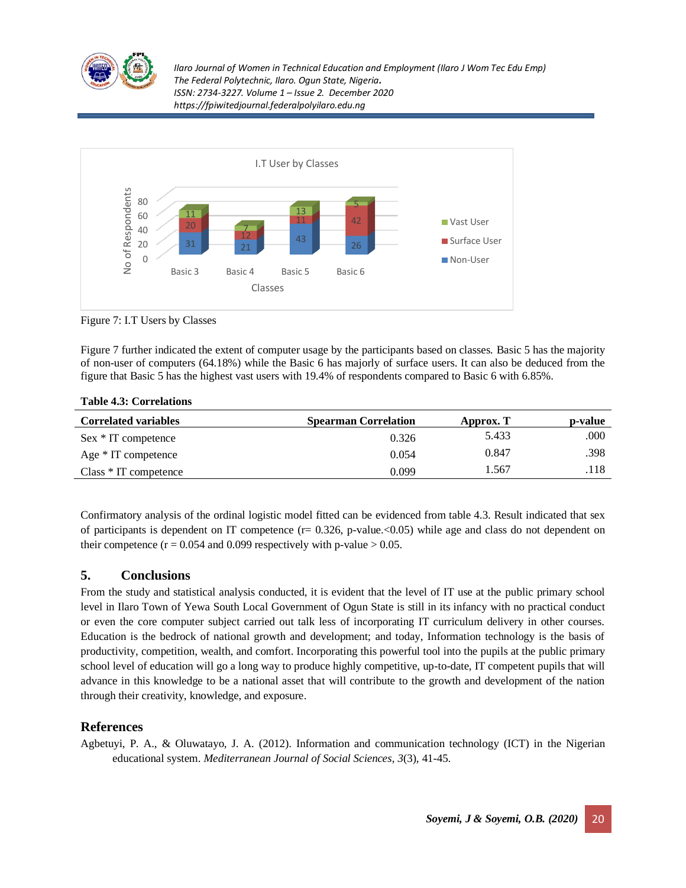Figure 7: I.T Users by Classes

Figure 7 further indicated the extent of computer usage by the participants based on classes. Basic 5 has the majority of non-user of computers (64.18%) while the Basic 6 has majorly of surface users. It can also be deduced from the figure that Basic 5 has the highest vast users with 19.4% of respondents compared to Basic 6 with 6.85%.

**Table 4.3: Correlations**

| Correlated variables | Spearman Correlation | Approx. T | p-value |
|---|---|---|---|
| Sex * IT competence | 0.326 | 5.433 | .000 |
| Age * IT competence | 0.054 | 0.847 | .398 |
| Class * IT competence | 0.099 | 1.567 | .118 |

Confirmatory analysis of the ordinal logistic model fitted can be evidenced from table 4.3. Result indicated that sex of participants is dependent on IT competence (r= 0.326, p-value.<0.05) while age and class do not dependent on their competence (r = 0.054 and 0.099 respectively with p-value > 0.05.

## 5. Conclusions

From the study and statistical analysis conducted, it is evident that the level of IT use at the public primary school level in Ilaro Town of Yewa South Local Government of Ogun State is still in its infancy with no practical conduct or even the core computer subject carried out talk less of incorporating IT curriculum delivery in other courses. Education is the bedrock of national growth and development; and today, Information technology is the basis of productivity, competition, wealth, and comfort. Incorporating this powerful tool into the pupils at the public primary school level of education will go a long way to produce highly competitive, up-to-date, IT competent pupils that will advance in this knowledge to be a national asset that will contribute to the growth and development of the nation through their creativity, knowledge, and exposure.

## References

Agbetuyi, P. A., & Oluwatayo, J. A. (2012). Information and communication technology (ICT) in the Nigerian educational system. *Mediterranean Journal of Social Sciences*, *3*(3), 41-45.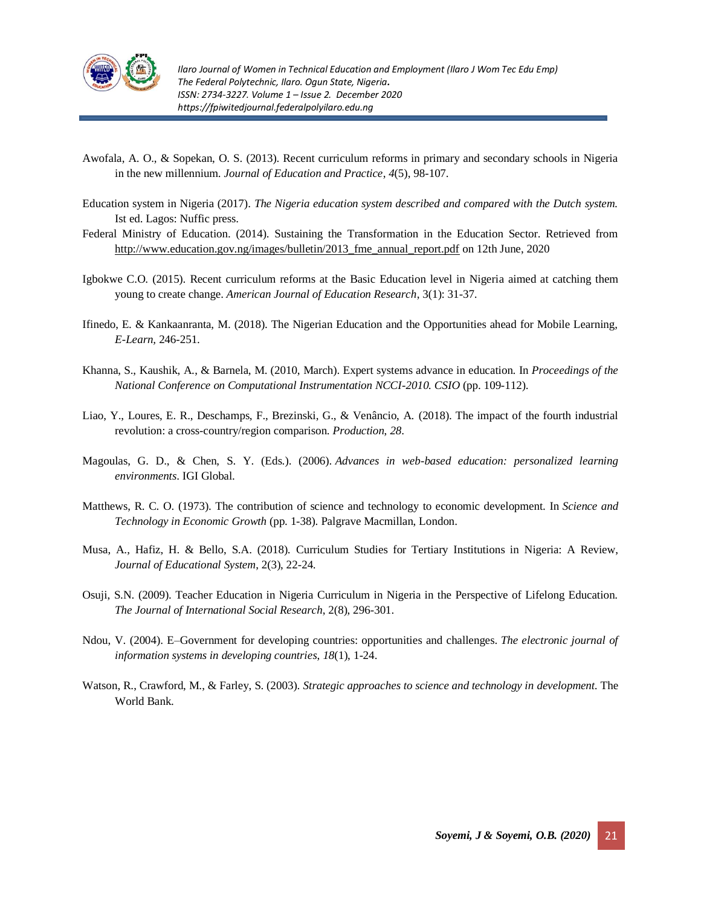Awofala, A. O., & Sopekan, O. S. (2013). Recent curriculum reforms in primary and secondary schools in Nigeria in the new millennium. *Journal of Education and Practice*, *4*(5), 98-107.

Education system in Nigeria (2017). *The Nigeria education system described and compared with the Dutch system.* Ist ed. Lagos: Nuffic press.

Federal Ministry of Education. (2014). Sustaining the Transformation in the Education Sector. Retrieved from http://www.education.gov.ng/images/bulletin/2013_fme_annual_report.pdf on 12th June, 2020

Igbokwe C.O. (2015). Recent curriculum reforms at the Basic Education level in Nigeria aimed at catching them young to create change. *American Journal of Education Research*, 3(1): 31-37.

Ifinedo, E. & Kankaanranta, M. (2018). The Nigerian Education and the Opportunities ahead for Mobile Learning, *E-Learn*, 246-251.

Khanna, S., Kaushik, A., & Barnela, M. (2010, March). Expert systems advance in education. In *Proceedings of the National Conference on Computational Instrumentation NCCI-2010. CSIO* (pp. 109-112).

Liao, Y., Loures, E. R., Deschamps, F., Brezinski, G., & Venâncio, A. (2018). The impact of the fourth industrial revolution: a cross-country/region comparison. *Production*, *28*.

Magoulas, G. D., & Chen, S. Y. (Eds.). (2006). *Advances in web-based education: personalized learning environments*. IGI Global.

Matthews, R. C. O. (1973). The contribution of science and technology to economic development. In *Science and Technology in Economic Growth* (pp. 1-38). Palgrave Macmillan, London.

Musa, A., Hafiz, H. & Bello, S.A. (2018). Curriculum Studies for Tertiary Institutions in Nigeria: A Review, *Journal of Educational System*, 2(3), 22-24.

Osuji, S.N. (2009). Teacher Education in Nigeria Curriculum in Nigeria in the Perspective of Lifelong Education. *The Journal of International Social Research*, 2(8), 296-301.

Ndou, V. (2004). E–Government for developing countries: opportunities and challenges. *The electronic journal of information systems in developing countries*, *18*(1), 1-24.

Watson, R., Crawford, M., & Farley, S. (2003). *Strategic approaches to science and technology in development*. The World Bank.